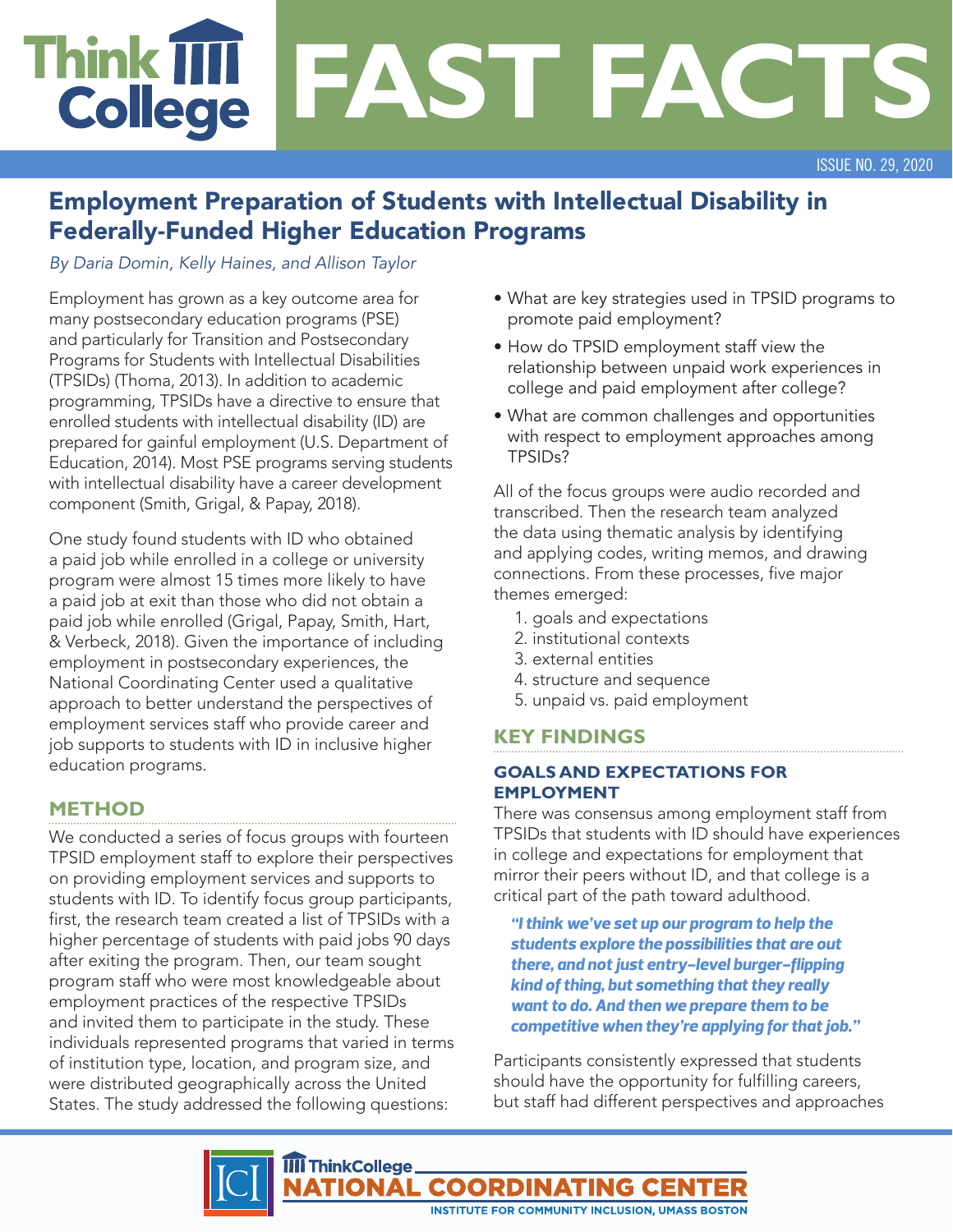# FAST FACTS

ISSUE NO. 29, 2020

## Employment Preparation of Students with Intellectual Disability in Federally-Funded Higher Education Programs

*By Daria Domin, Kelly Haines, and Allison Taylor*

Employment has grown as a key outcome area for many postsecondary education programs (PSE) and particularly for Transition and Postsecondary Programs for Students with Intellectual Disabilities (TPSIDs) (Thoma, 2013). In addition to academic programming, TPSIDs have a directive to ensure that enrolled students with intellectual disability (ID) are prepared for gainful employment (U.S. Department of Education, 2014). Most PSE programs serving students with intellectual disability have a career development component (Smith, Grigal, & Papay, 2018).

One study found students with ID who obtained a paid job while enrolled in a college or university program were almost 15 times more likely to have a paid job at exit than those who did not obtain a paid job while enrolled (Grigal, Papay, Smith, Hart, & Verbeck, 2018). Given the importance of including employment in postsecondary experiences, the National Coordinating Center used a qualitative approach to better understand the perspectives of employment services staff who provide career and job supports to students with ID in inclusive higher education programs.

### METHOD

We conducted a series of focus groups with fourteen TPSID employment staff to explore their perspectives on providing employment services and supports to students with ID. To identify focus group participants, first, the research team created a list of TPSIDs with a higher percentage of students with paid jobs 90 days after exiting the program. Then, our team sought program staff who were most knowledgeable about employment practices of the respective TPSIDs and invited them to participate in the study. These individuals represented programs that varied in terms of institution type, location, and program size, and were distributed geographically across the United States. The study addressed the following questions:

- What are key strategies used in TPSID programs to promote paid employment?
- How do TPSID employment staff view the relationship between unpaid work experiences in college and paid employment after college?
- What are common challenges and opportunities with respect to employment approaches among TPSIDs?

All of the focus groups were audio recorded and transcribed. Then the research team analyzed the data using thematic analysis by identifying and applying codes, writing memos, and drawing connections. From these processes, five major themes emerged:

1. goals and expectations
2. institutional contexts
3. external entities
4. structure and sequence
5. unpaid vs. paid employment

### KEY FINDINGS

#### GOALS AND EXPECTATIONS FOR EMPLOYMENT

There was consensus among employment staff from TPSIDs that students with ID should have experiences in college and expectations for employment that mirror their peers without ID, and that college is a critical part of the path toward adulthood.

> ***"I think we've set up our program to help the students explore the possibilities that are out there, and not just entry-level burger-flipping kind of thing, but something that they really want to do. And then we prepare them to be competitive when they're applying for that job."***

Participants consistently expressed that students should have the opportunity for fulfilling careers, but staff had different perspectives and approaches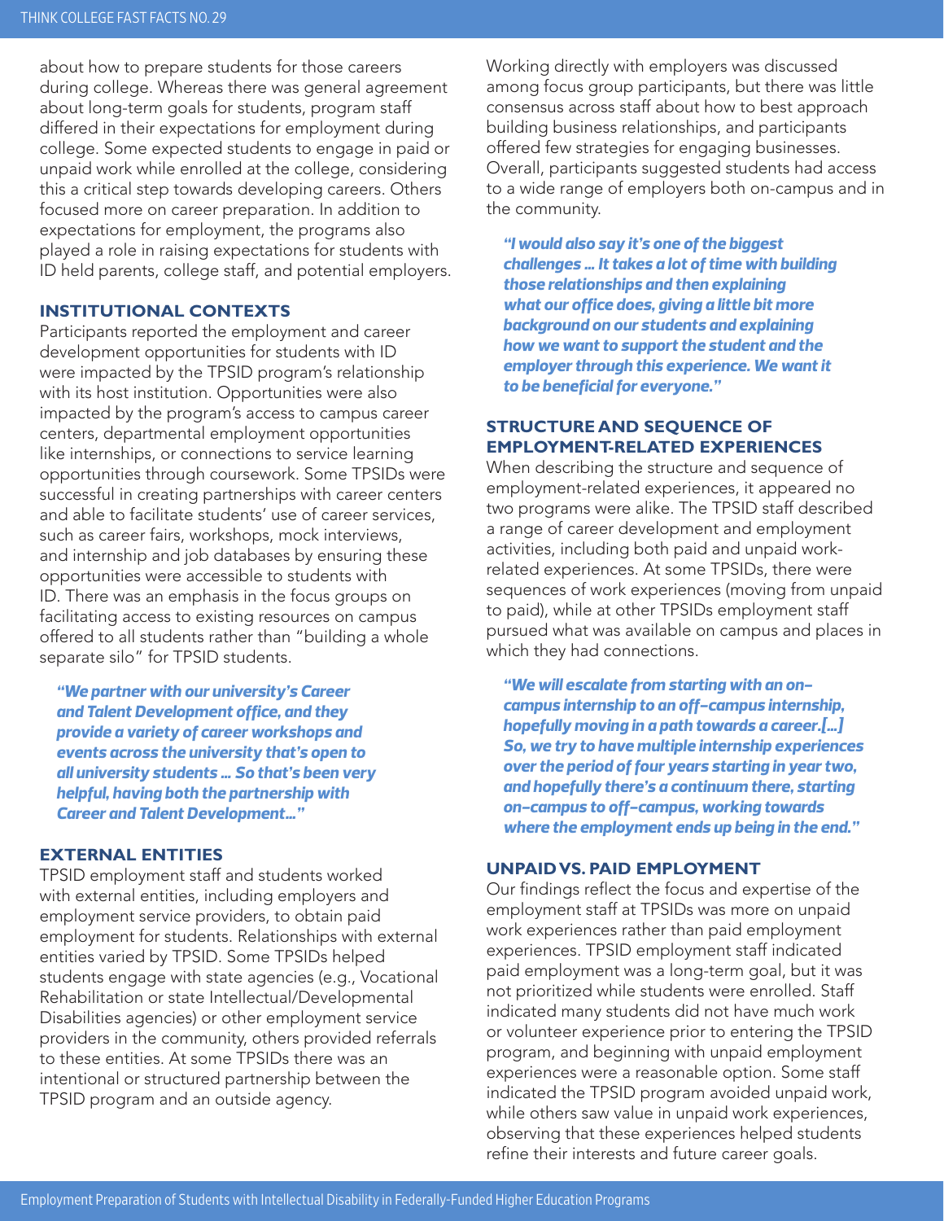about how to prepare students for those careers during college. Whereas there was general agreement about long-term goals for students, program staff differed in their expectations for employment during college. Some expected students to engage in paid or unpaid work while enrolled at the college, considering this a critical step towards developing careers. Others focused more on career preparation. In addition to expectations for employment, the programs also played a role in raising expectations for students with ID held parents, college staff, and potential employers.

### INSTITUTIONAL CONTEXTS

Participants reported the employment and career development opportunities for students with ID were impacted by the TPSID program's relationship with its host institution. Opportunities were also impacted by the program's access to campus career centers, departmental employment opportunities like internships, or connections to service learning opportunities through coursework. Some TPSIDs were successful in creating partnerships with career centers and able to facilitate students' use of career services, such as career fairs, workshops, mock interviews, and internship and job databases by ensuring these opportunities were accessible to students with ID. There was an emphasis in the focus groups on facilitating access to existing resources on campus offered to all students rather than "building a whole separate silo" for TPSID students.

> ***"We partner with our university's Career and Talent Development office, and they provide a variety of career workshops and events across the university that's open to all university students ... So that's been very helpful, having both the partnership with Career and Talent Development..."***

### EXTERNAL ENTITIES

TPSID employment staff and students worked with external entities, including employers and employment service providers, to obtain paid employment for students. Relationships with external entities varied by TPSID. Some TPSIDs helped students engage with state agencies (e.g., Vocational Rehabilitation or state Intellectual/Developmental Disabilities agencies) or other employment service providers in the community, others provided referrals to these entities. At some TPSIDs there was an intentional or structured partnership between the TPSID program and an outside agency.

Working directly with employers was discussed among focus group participants, but there was little consensus across staff about how to best approach building business relationships, and participants offered few strategies for engaging businesses. Overall, participants suggested students had access to a wide range of employers both on-campus and in the community.

> ***"I would also say it's one of the biggest challenges ... It takes a lot of time with building those relationships and then explaining what our office does, giving a little bit more background on our students and explaining how we want to support the student and the employer through this experience. We want it to be beneficial for everyone."***

### STRUCTURE AND SEQUENCE OF EMPLOYMENT-RELATED EXPERIENCES

When describing the structure and sequence of employment-related experiences, it appeared no two programs were alike. The TPSID staff described a range of career development and employment activities, including both paid and unpaid work-related experiences. At some TPSIDs, there were sequences of work experiences (moving from unpaid to paid), while at other TPSIDs employment staff pursued what was available on campus and places in which they had connections.

> ***"We will escalate from starting with an on-campus internship to an off-campus internship, hopefully moving in a path towards a career.[...] So, we try to have multiple internship experiences over the period of four years starting in year two, and hopefully there's a continuum there, starting on-campus to off-campus, working towards where the employment ends up being in the end."***

### UNPAID VS. PAID EMPLOYMENT

Our findings reflect the focus and expertise of the employment staff at TPSIDs was more on unpaid work experiences rather than paid employment experiences. TPSID employment staff indicated paid employment was a long-term goal, but it was not prioritized while students were enrolled. Staff indicated many students did not have much work or volunteer experience prior to entering the TPSID program, and beginning with unpaid employment experiences were a reasonable option. Some staff indicated the TPSID program avoided unpaid work, while others saw value in unpaid work experiences, observing that these experiences helped students refine their interests and future career goals.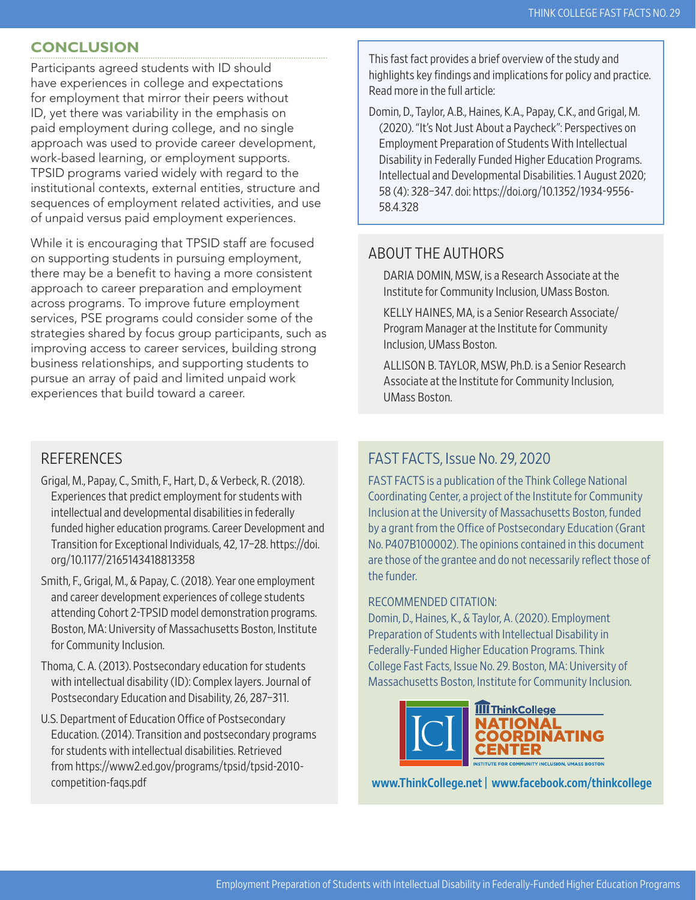## CONCLUSION

Participants agreed students with ID should have experiences in college and expectations for employment that mirror their peers without ID, yet there was variability in the emphasis on paid employment during college, and no single approach was used to provide career development, work-based learning, or employment supports. TPSID programs varied widely with regard to the institutional contexts, external entities, structure and sequences of employment related activities, and use of unpaid versus paid employment experiences.

While it is encouraging that TPSID staff are focused on supporting students in pursuing employment, there may be a benefit to having a more consistent approach to career preparation and employment across programs. To improve future employment services, PSE programs could consider some of the strategies shared by focus group participants, such as improving access to career services, building strong business relationships, and supporting students to pursue an array of paid and limited unpaid work experiences that build toward a career.

This fast fact provides a brief overview of the study and highlights key findings and implications for policy and practice. Read more in the full article:

Domin, D., Taylor, A.B., Haines, K.A., Papay, C.K., and Grigal, M. (2020). "It's Not Just About a Paycheck": Perspectives on Employment Preparation of Students With Intellectual Disability in Federally Funded Higher Education Programs. Intellectual and Developmental Disabilities. 1 August 2020; 58 (4): 328–347. doi: https://doi.org/10.1352/1934-9556-58.4.328

## ABOUT THE AUTHORS

DARIA DOMIN, MSW, is a Research Associate at the Institute for Community Inclusion, UMass Boston.

KELLY HAINES, MA, is a Senior Research Associate/ Program Manager at the Institute for Community Inclusion, UMass Boston.

ALLISON B. TAYLOR, MSW, Ph.D. is a Senior Research Associate at the Institute for Community Inclusion, UMass Boston.

## REFERENCES

Grigal, M., Papay, C., Smith, F., Hart, D., & Verbeck, R. (2018). Experiences that predict employment for students with intellectual and developmental disabilities in federally funded higher education programs. Career Development and Transition for Exceptional Individuals, 42, 17–28. https://doi.org/10.1177/2165143418813358

Smith, F., Grigal, M., & Papay, C. (2018). Year one employment and career development experiences of college students attending Cohort 2-TPSID model demonstration programs. Boston, MA: University of Massachusetts Boston, Institute for Community Inclusion.

Thoma, C. A. (2013). Postsecondary education for students with intellectual disability (ID): Complex layers. Journal of Postsecondary Education and Disability, 26, 287–311.

U.S. Department of Education Office of Postsecondary Education. (2014). Transition and postsecondary programs for students with intellectual disabilities. Retrieved from https://www2.ed.gov/programs/tpsid/tpsid-2010-competition-faqs.pdf

## FAST FACTS, Issue No. 29, 2020

FAST FACTS is a publication of the Think College National Coordinating Center, a project of the Institute for Community Inclusion at the University of Massachusetts Boston, funded by a grant from the Office of Postsecondary Education (Grant No. P407B100002). The opinions contained in this document are those of the grantee and do not necessarily reflect those of the funder.

RECOMMENDED CITATION:
Domin, D., Haines, K., & Taylor, A. (2020). Employment Preparation of Students with Intellectual Disability in Federally-Funded Higher Education Programs. Think College Fast Facts, Issue No. 29. Boston, MA: University of Massachusetts Boston, Institute for Community Inclusion.

ICI | ThinkCollege NATIONAL COORDINATING CENTER
INSTITUTE FOR COMMUNITY INCLUSION, UMASS BOSTON

www.ThinkCollege.net | www.facebook.com/thinkcollege